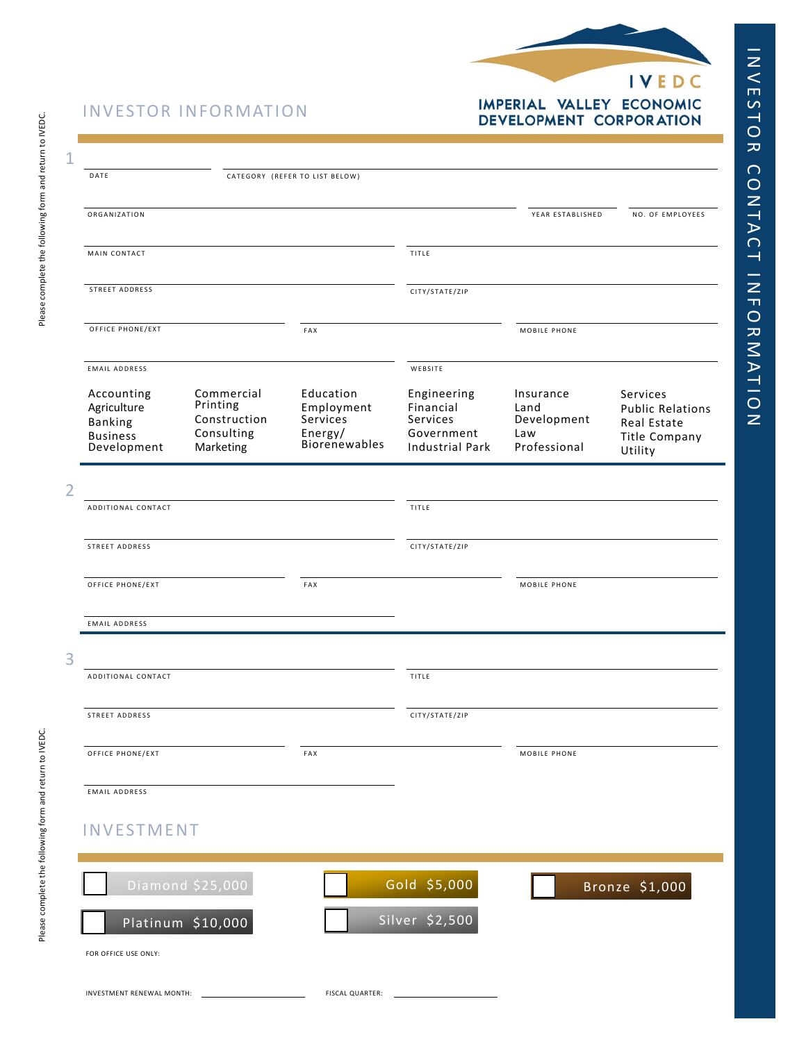IVEDC

IMPERIAL VALLEY ECONOMIC DEVELOPMENT CORPORATION

INVESTOR CONTACT INFORMATION

Please complete the following form and return to IVEDC.

# INVESTOR INFORMATION

## 1

DATE ____________________ CATEGORY (REFER TO LIST BELOW) ____________________

ORGANIZATION ____________________ YEAR ESTABLISHED ____________________ NO. OF EMPLOYEES ____________________

MAIN CONTACT ____________________ TITLE ____________________

STREET ADDRESS ____________________ CITY/STATE/ZIP ____________________

OFFICE PHONE/EXT ____________________ FAX ____________________ MOBILE PHONE ____________________

EMAIL ADDRESS ____________________ WEBSITE ____________________

| | | | | | |
|---|---|---|---|---|---|
| Accounting | Commercial Printing | Education | Engineering | Insurance | Services |
| Agriculture | Construction | Employment Services | Financial Services | Land Development | Public Relations |
| Banking | Consulting | Energy/ Biorenewables | Government | Law | Real Estate |
| Business Development | Marketing | | Industrial Park | Professional | Title Company |
| | | | | | Utility |

## 2

ADDITIONAL CONTACT ____________________ TITLE ____________________

STREET ADDRESS ____________________ CITY/STATE/ZIP ____________________

OFFICE PHONE/EXT ____________________ FAX ____________________ MOBILE PHONE ____________________

EMAIL ADDRESS ____________________

## 3

ADDITIONAL CONTACT ____________________ TITLE ____________________

STREET ADDRESS ____________________ CITY/STATE/ZIP ____________________

OFFICE PHONE/EXT ____________________ FAX ____________________ MOBILE PHONE ____________________

EMAIL ADDRESS ____________________

# INVESTMENT

- [ ] Diamond $25,000
- [ ] Platinum $10,000
- [ ] Gold $5,000
- [ ] Silver $2,500
- [ ] Bronze $1,000

FOR OFFICE USE ONLY:

INVESTMENT RENEWAL MONTH: ____________________ FISCAL QUARTER: ____________________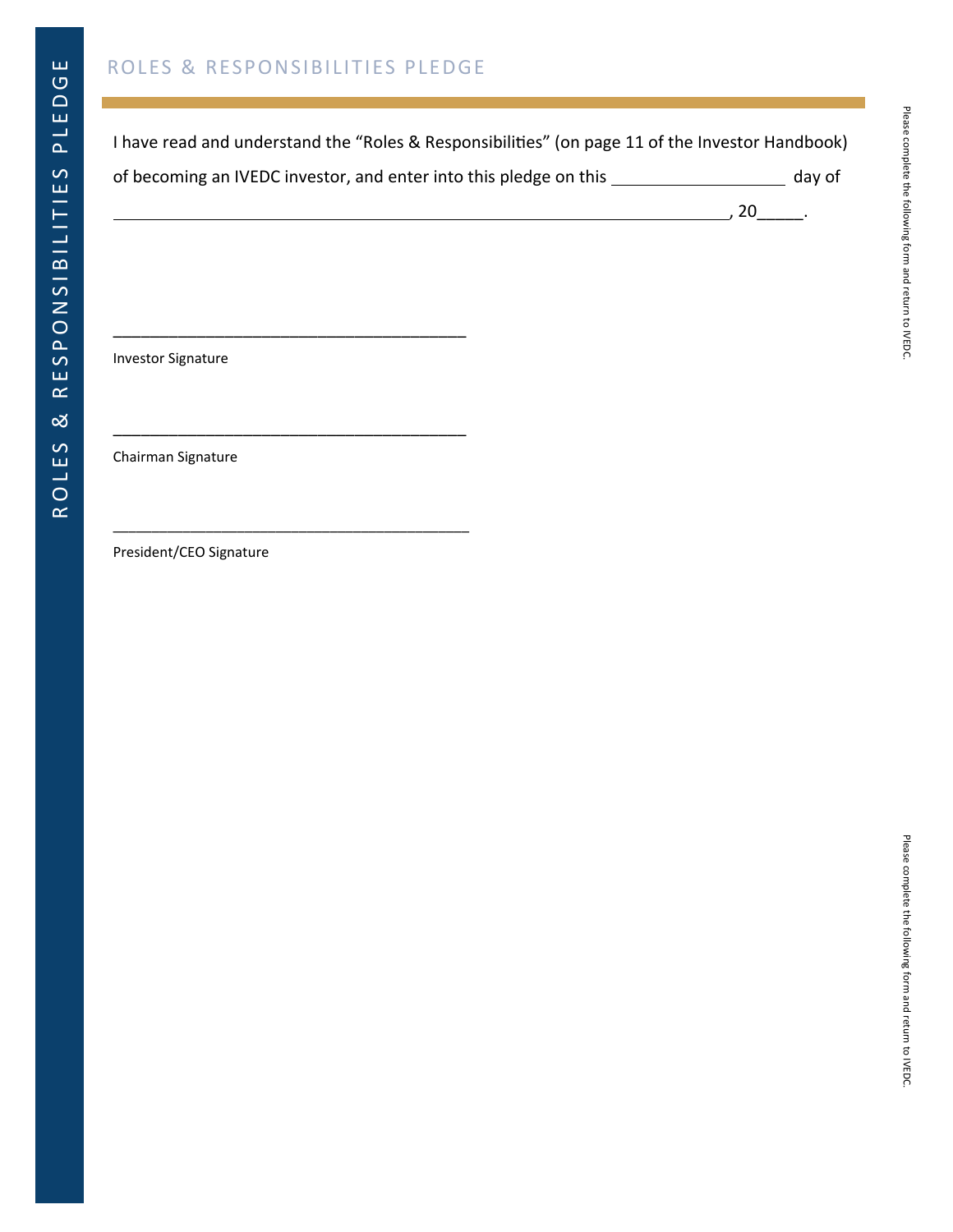## ROLES & RESPONSIBILITIES PLEDGE

I have read and understand the “Roles & Responsibilities” (on page 11 of the Investor Handbook) of becoming an IVEDC investor, and enter into this pledge on this ___________________ day of _____________________________________________________________________, 20_____.

_________________________________________

Investor Signature

_________________________________________

Chairman Signature

_________________________________________

President/CEO Signature

Please complete the following form and return to IVEDC.